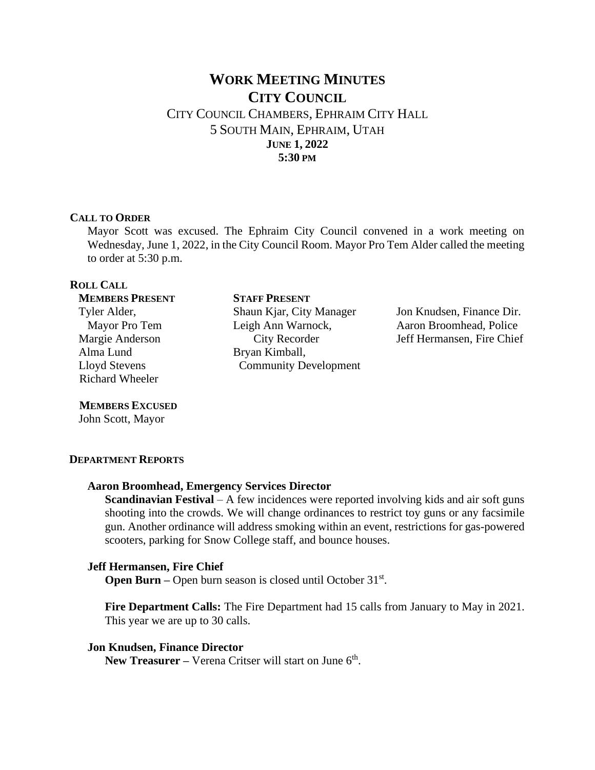# WORK MEETING MINUTES
# CITY COUNCIL

CITY COUNCIL CHAMBERS, EPHRAIM CITY HALL
5 SOUTH MAIN, EPHRAIM, UTAH
**JUNE 1, 2022**
**5:30 PM**

## CALL TO ORDER

Mayor Scott was excused. The Ephraim City Council convened in a work meeting on Wednesday, June 1, 2022, in the City Council Room. Mayor Pro Tem Alder called the meeting to order at 5:30 p.m.

## ROLL CALL

**MEMBERS PRESENT**

Tyler Alder, Mayor Pro Tem
Margie Anderson
Alma Lund
Lloyd Stevens
Richard Wheeler

**STAFF PRESENT**

Shaun Kjar, City Manager
Leigh Ann Warnock, City Recorder
Bryan Kimball, Community Development
Jon Knudsen, Finance Dir.
Aaron Broomhead, Police
Jeff Hermansen, Fire Chief

**MEMBERS EXCUSED**

John Scott, Mayor

## DEPARTMENT REPORTS

### Aaron Broomhead, Emergency Services Director

**Scandinavian Festival** – A few incidences were reported involving kids and air soft guns shooting into the crowds. We will change ordinances to restrict toy guns or any facsimile gun. Another ordinance will address smoking within an event, restrictions for gas-powered scooters, parking for Snow College staff, and bounce houses.

### Jeff Hermansen, Fire Chief

**Open Burn –** Open burn season is closed until October 31st.

**Fire Department Calls:** The Fire Department had 15 calls from January to May in 2021. This year we are up to 30 calls.

### Jon Knudsen, Finance Director

**New Treasurer –** Verena Critser will start on June 6th.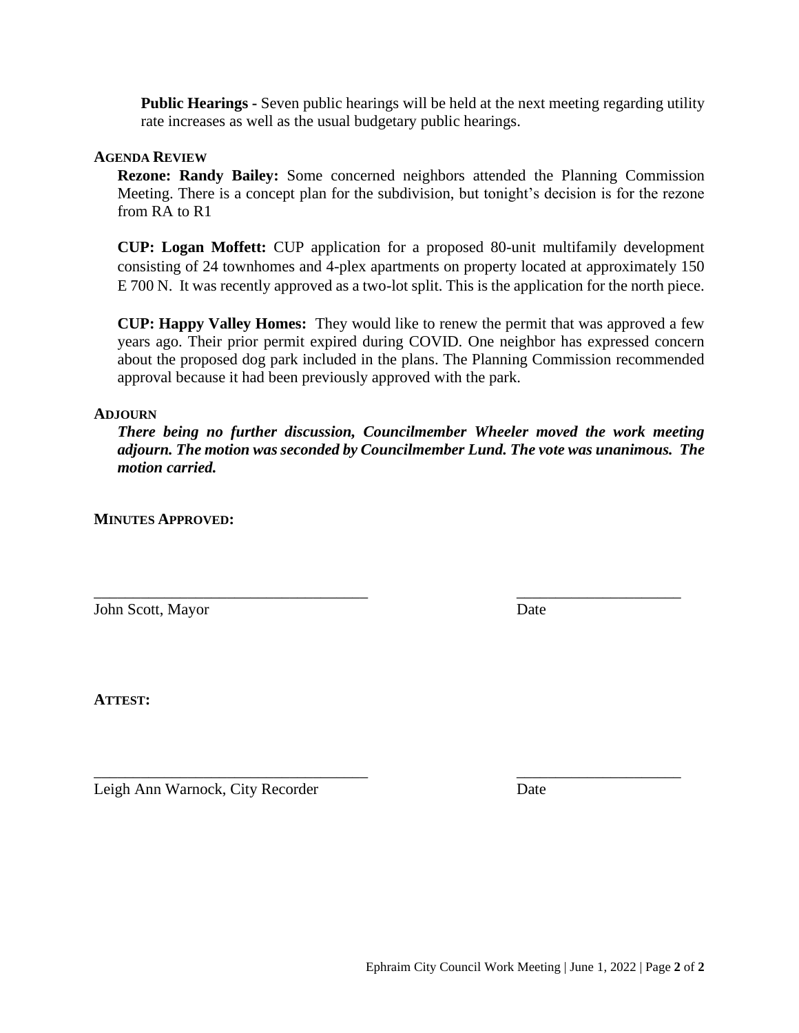**Public Hearings -** Seven public hearings will be held at the next meeting regarding utility rate increases as well as the usual budgetary public hearings.

## AGENDA REVIEW

**Rezone: Randy Bailey:** Some concerned neighbors attended the Planning Commission Meeting. There is a concept plan for the subdivision, but tonight's decision is for the rezone from RA to R1

**CUP: Logan Moffett:** CUP application for a proposed 80-unit multifamily development consisting of 24 townhomes and 4-plex apartments on property located at approximately 150 E 700 N. It was recently approved as a two-lot split. This is the application for the north piece.

**CUP: Happy Valley Homes:** They would like to renew the permit that was approved a few years ago. Their prior permit expired during COVID. One neighbor has expressed concern about the proposed dog park included in the plans. The Planning Commission recommended approval because it had been previously approved with the park.

## ADJOURN

***There being no further discussion, Councilmember Wheeler moved the work meeting adjourn. The motion was seconded by Councilmember Lund. The vote was unanimous. The motion carried.***

**MINUTES APPROVED:**

___________________________________ &nbsp;&nbsp;&nbsp;&nbsp; _____________________

John Scott, Mayor &nbsp;&nbsp;&nbsp;&nbsp; Date

**ATTEST:**

___________________________________ &nbsp;&nbsp;&nbsp;&nbsp; _____________________

Leigh Ann Warnock, City Recorder &nbsp;&nbsp;&nbsp;&nbsp; Date